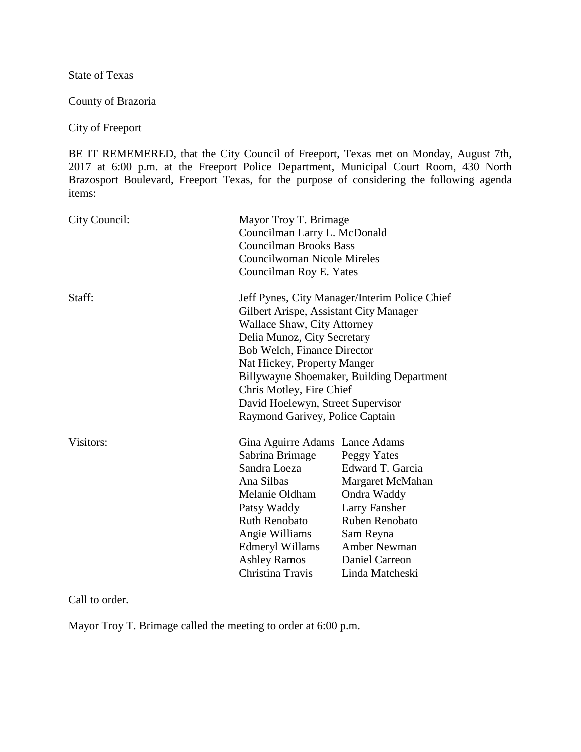State of Texas

County of Brazoria

City of Freeport

BE IT REMEMERED, that the City Council of Freeport, Texas met on Monday, August 7th, 2017 at 6:00 p.m. at the Freeport Police Department, Municipal Court Room, 430 North Brazosport Boulevard, Freeport Texas, for the purpose of considering the following agenda items:

City Council:

Mayor Troy T. Brimage
Councilman Larry L. McDonald
Councilman Brooks Bass
Councilwoman Nicole Mireles
Councilman Roy E. Yates

Staff:

Jeff Pynes, City Manager/Interim Police Chief
Gilbert Arispe, Assistant City Manager
Wallace Shaw, City Attorney
Delia Munoz, City Secretary
Bob Welch, Finance Director
Nat Hickey, Property Manger
Billywayne Shoemaker, Building Department
Chris Motley, Fire Chief
David Hoelewyn, Street Supervisor
Raymond Garivey, Police Captain

Visitors:

| | |
|---|---|
| Gina Aguirre Adams | Lance Adams |
| Sabrina Brimage | Peggy Yates |
| Sandra Loeza | Edward T. Garcia |
| Ana Silbas | Margaret McMahan |
| Melanie Oldham | Ondra Waddy |
| Patsy Waddy | Larry Fansher |
| Ruth Renobato | Ruben Renobato |
| Angie Williams | Sam Reyna |
| Edmeryl Willams | Amber Newman |
| Ashley Ramos | Daniel Carreon |
| Christina Travis | Linda Matcheski |

<u>Call to order.</u>

Mayor Troy T. Brimage called the meeting to order at 6:00 p.m.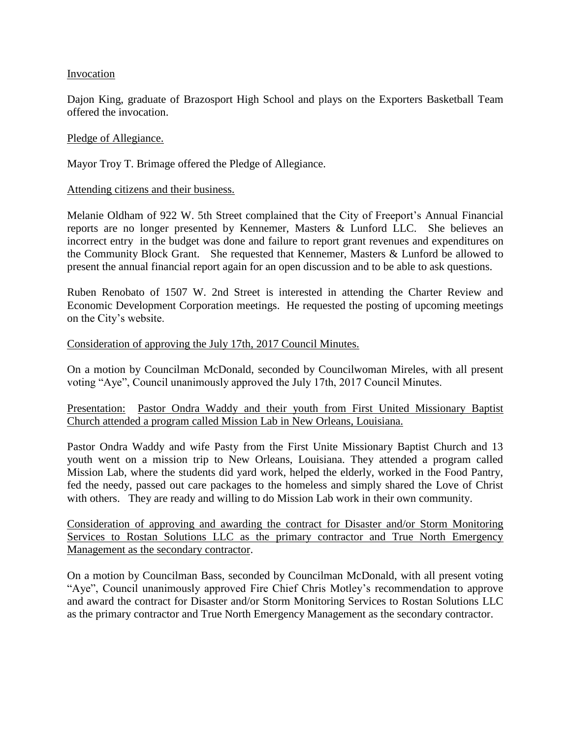Invocation

Dajon King, graduate of Brazosport High School and plays on the Exporters Basketball Team offered the invocation.

Pledge of Allegiance.

Mayor Troy T. Brimage offered the Pledge of Allegiance.

Attending citizens and their business.

Melanie Oldham of 922 W. 5th Street complained that the City of Freeport's Annual Financial reports are no longer presented by Kennemer, Masters & Lunford LLC. She believes an incorrect entry in the budget was done and failure to report grant revenues and expenditures on the Community Block Grant. She requested that Kennemer, Masters & Lunford be allowed to present the annual financial report again for an open discussion and to be able to ask questions.

Ruben Renobato of 1507 W. 2nd Street is interested in attending the Charter Review and Economic Development Corporation meetings. He requested the posting of upcoming meetings on the City's website.

Consideration of approving the July 17th, 2017 Council Minutes.

On a motion by Councilman McDonald, seconded by Councilwoman Mireles, with all present voting "Aye", Council unanimously approved the July 17th, 2017 Council Minutes.

Presentation: Pastor Ondra Waddy and their youth from First United Missionary Baptist Church attended a program called Mission Lab in New Orleans, Louisiana.

Pastor Ondra Waddy and wife Pasty from the First Unite Missionary Baptist Church and 13 youth went on a mission trip to New Orleans, Louisiana. They attended a program called Mission Lab, where the students did yard work, helped the elderly, worked in the Food Pantry, fed the needy, passed out care packages to the homeless and simply shared the Love of Christ with others. They are ready and willing to do Mission Lab work in their own community.

Consideration of approving and awarding the contract for Disaster and/or Storm Monitoring Services to Rostan Solutions LLC as the primary contractor and True North Emergency Management as the secondary contractor.

On a motion by Councilman Bass, seconded by Councilman McDonald, with all present voting "Aye", Council unanimously approved Fire Chief Chris Motley's recommendation to approve and award the contract for Disaster and/or Storm Monitoring Services to Rostan Solutions LLC as the primary contractor and True North Emergency Management as the secondary contractor.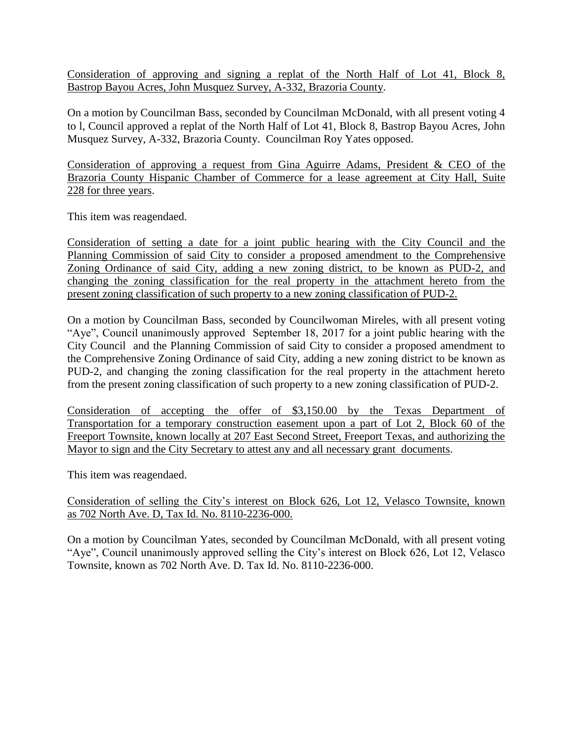<u>Consideration of approving and signing a replat of the North Half of Lot 41, Block 8, Bastrop Bayou Acres, John Musquez Survey, A-332, Brazoria County</u>.

On a motion by Councilman Bass, seconded by Councilman McDonald, with all present voting 4 to l, Council approved a replat of the North Half of Lot 41, Block 8, Bastrop Bayou Acres, John Musquez Survey, A-332, Brazoria County. Councilman Roy Yates opposed.

<u>Consideration of approving a request from Gina Aguirre Adams, President & CEO of the Brazoria County Hispanic Chamber of Commerce for a lease agreement at City Hall, Suite 228 for three years</u>.

This item was reagendaed.

<u>Consideration of setting a date for a joint public hearing with the City Council and the Planning Commission of said City to consider a proposed amendment to the Comprehensive Zoning Ordinance of said City, adding a new zoning district, to be known as PUD-2, and changing the zoning classification for the real property in the attachment hereto from the present zoning classification of such property to a new zoning classification of PUD-2.</u>

On a motion by Councilman Bass, seconded by Councilwoman Mireles, with all present voting "Aye", Council unanimously approved September 18, 2017 for a joint public hearing with the City Council and the Planning Commission of said City to consider a proposed amendment to the Comprehensive Zoning Ordinance of said City, adding a new zoning district to be known as PUD-2, and changing the zoning classification for the real property in the attachment hereto from the present zoning classification of such property to a new zoning classification of PUD-2.

<u>Consideration of accepting the offer of $3,150.00 by the Texas Department of Transportation for a temporary construction easement upon a part of Lot 2, Block 60 of the Freeport Townsite, known locally at 207 East Second Street, Freeport Texas, and authorizing the Mayor to sign and the City Secretary to attest any and all necessary grant documents</u>.

This item was reagendaed.

<u>Consideration of selling the City's interest on Block 626, Lot 12, Velasco Townsite, known as 702 North Ave. D, Tax Id. No. 8110-2236-000.</u>

On a motion by Councilman Yates, seconded by Councilman McDonald, with all present voting "Aye", Council unanimously approved selling the City's interest on Block 626, Lot 12, Velasco Townsite, known as 702 North Ave. D. Tax Id. No. 8110-2236-000.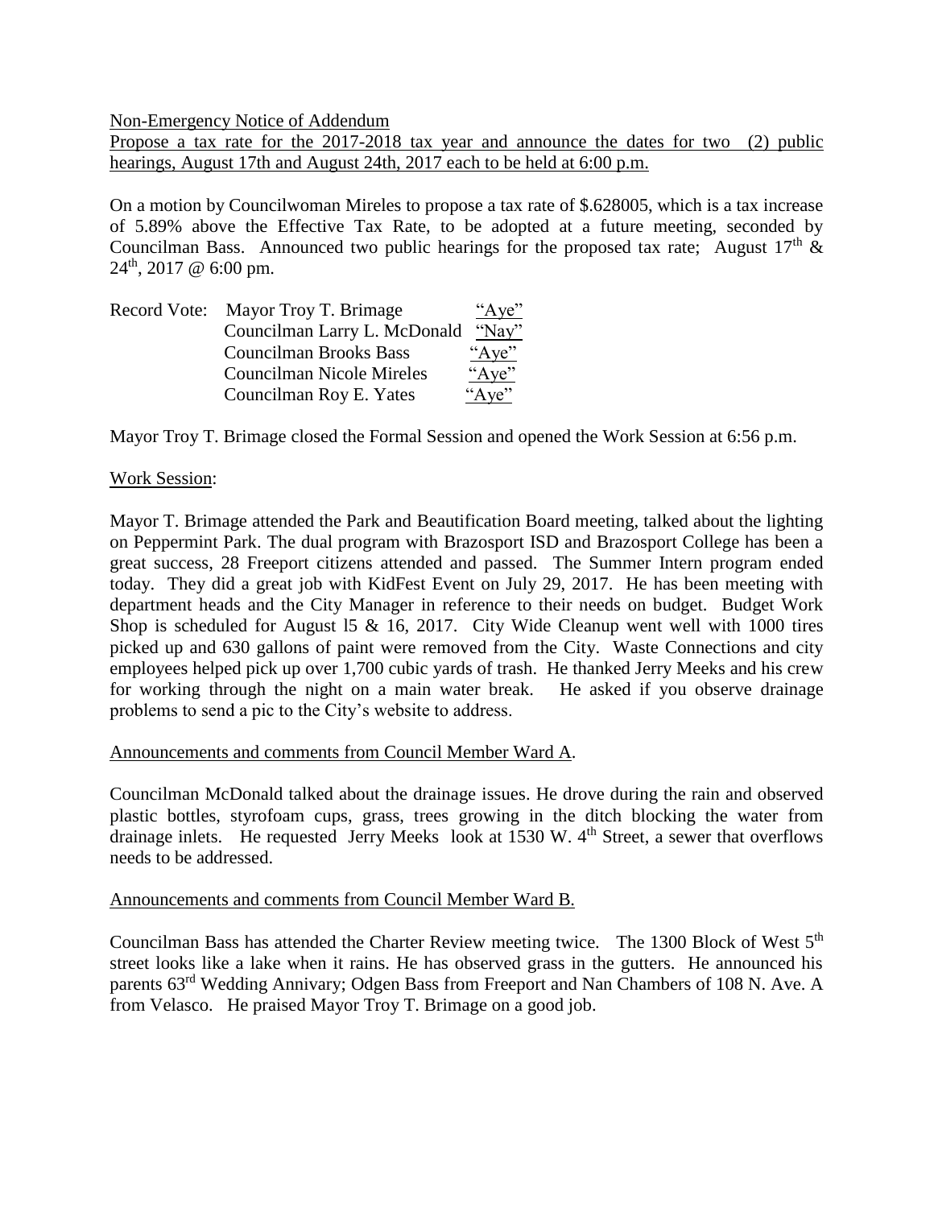Non-Emergency Notice of Addendum

Propose a tax rate for the 2017-2018 tax year and announce the dates for two (2) public hearings, August 17th and August 24th, 2017 each to be held at 6:00 p.m.

On a motion by Councilwoman Mireles to propose a tax rate of $.628005, which is a tax increase of 5.89% above the Effective Tax Rate, to be adopted at a future meeting, seconded by Councilman Bass. Announced two public hearings for the proposed tax rate; August 17th & 24th, 2017 @ 6:00 pm.

| Record Vote: | Mayor Troy T. Brimage | "Aye" |
|---|---|---|
| | Councilman Larry L. McDonald | "Nay" |
| | Councilman Brooks Bass | "Aye" |
| | Councilman Nicole Mireles | "Aye" |
| | Councilman Roy E. Yates | "Aye" |

Mayor Troy T. Brimage closed the Formal Session and opened the Work Session at 6:56 p.m.

Work Session:

Mayor T. Brimage attended the Park and Beautification Board meeting, talked about the lighting on Peppermint Park. The dual program with Brazosport ISD and Brazosport College has been a great success, 28 Freeport citizens attended and passed. The Summer Intern program ended today. They did a great job with KidFest Event on July 29, 2017. He has been meeting with department heads and the City Manager in reference to their needs on budget. Budget Work Shop is scheduled for August l5 & 16, 2017. City Wide Cleanup went well with 1000 tires picked up and 630 gallons of paint were removed from the City. Waste Connections and city employees helped pick up over 1,700 cubic yards of trash. He thanked Jerry Meeks and his crew for working through the night on a main water break. He asked if you observe drainage problems to send a pic to the City's website to address.

Announcements and comments from Council Member Ward A.

Councilman McDonald talked about the drainage issues. He drove during the rain and observed plastic bottles, styrofoam cups, grass, trees growing in the ditch blocking the water from drainage inlets. He requested Jerry Meeks look at 1530 W. 4th Street, a sewer that overflows needs to be addressed.

Announcements and comments from Council Member Ward B.

Councilman Bass has attended the Charter Review meeting twice. The 1300 Block of West 5th street looks like a lake when it rains. He has observed grass in the gutters. He announced his parents 63rd Wedding Annivary; Odgen Bass from Freeport and Nan Chambers of 108 N. Ave. A from Velasco. He praised Mayor Troy T. Brimage on a good job.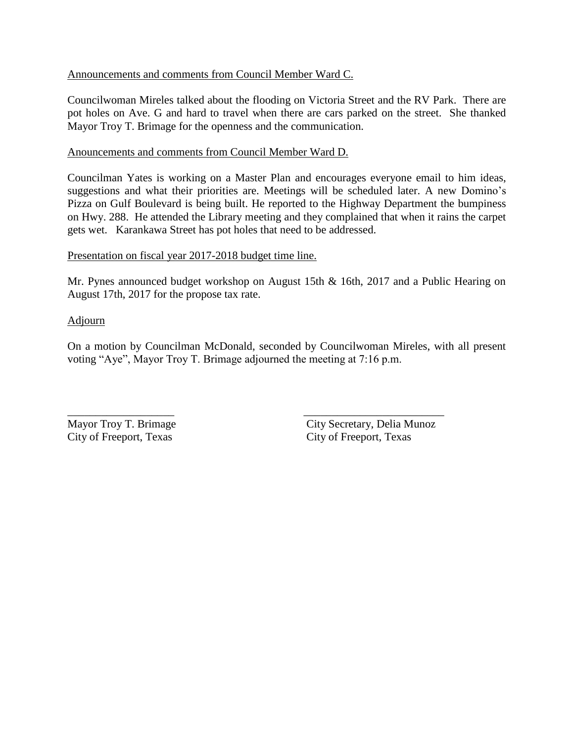Announcements and comments from Council Member Ward C.

Councilwoman Mireles talked about the flooding on Victoria Street and the RV Park. There are pot holes on Ave. G and hard to travel when there are cars parked on the street. She thanked Mayor Troy T. Brimage for the openness and the communication.

Anouncements and comments from Council Member Ward D.

Councilman Yates is working on a Master Plan and encourages everyone email to him ideas, suggestions and what their priorities are. Meetings will be scheduled later. A new Domino's Pizza on Gulf Boulevard is being built. He reported to the Highway Department the bumpiness on Hwy. 288. He attended the Library meeting and they complained that when it rains the carpet gets wet. Karankawa Street has pot holes that need to be addressed.

Presentation on fiscal year 2017-2018 budget time line.

Mr. Pynes announced budget workshop on August 15th & 16th, 2017 and a Public Hearing on August 17th, 2017 for the propose tax rate.

Adjourn

On a motion by Councilman McDonald, seconded by Councilwoman Mireles, with all present voting "Aye", Mayor Troy T. Brimage adjourned the meeting at 7:16 p.m.

\_\_\_\_\_\_\_\_\_\_\_\_\_\_\_\_\_\_\_
Mayor Troy T. Brimage
City of Freeport, Texas

\_\_\_\_\_\_\_\_\_\_\_\_\_\_\_\_\_\_\_\_\_\_\_\_\_
City Secretary, Delia Munoz
City of Freeport, Texas